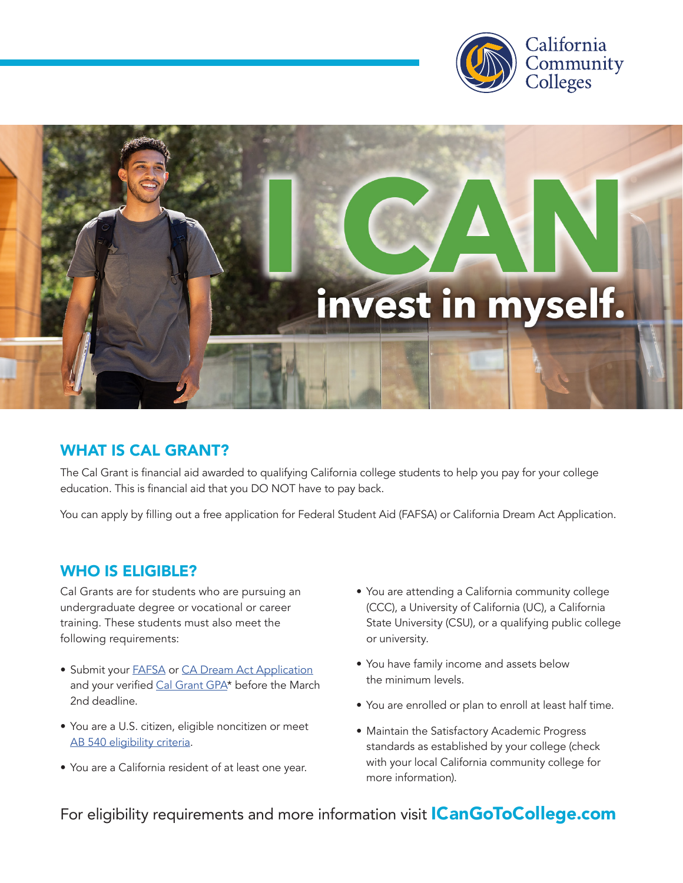California Community Colleges

# I CAN invest in myself.

## WHAT IS CAL GRANT?

The Cal Grant is financial aid awarded to qualifying California college students to help you pay for your college education. This is financial aid that you DO NOT have to pay back.

You can apply by filling out a free application for Federal Student Aid (FAFSA) or California Dream Act Application.

## WHO IS ELIGIBLE?

Cal Grants are for students who are pursuing an undergraduate degree or vocational or career training. These students must also meet the following requirements:

- Submit your FAFSA or CA Dream Act Application and your verified Cal Grant GPA* before the March 2nd deadline.
- You are a U.S. citizen, eligible noncitizen or meet AB 540 eligibility criteria.
- You are a California resident of at least one year.
- You are attending a California community college (CCC), a University of California (UC), a California State University (CSU), or a qualifying public college or university.
- You have family income and assets below the minimum levels.
- You are enrolled or plan to enroll at least half time.
- Maintain the Satisfactory Academic Progress standards as established by your college (check with your local California community college for more information).

For eligibility requirements and more information visit **ICanGoToCollege.com**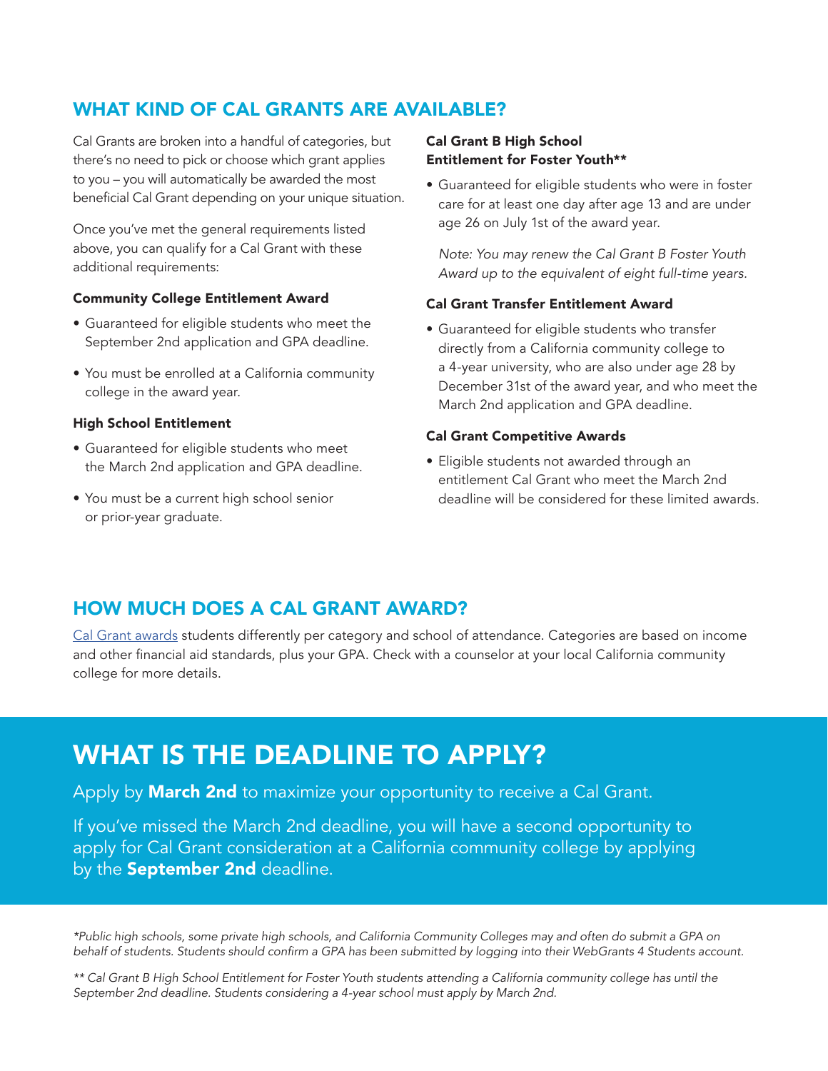## WHAT KIND OF CAL GRANTS ARE AVAILABLE?

Cal Grants are broken into a handful of categories, but there's no need to pick or choose which grant applies to you – you will automatically be awarded the most beneficial Cal Grant depending on your unique situation.

Once you've met the general requirements listed above, you can qualify for a Cal Grant with these additional requirements:

**Community College Entitlement Award**

- Guaranteed for eligible students who meet the September 2nd application and GPA deadline.
- You must be enrolled at a California community college in the award year.

**High School Entitlement**

- Guaranteed for eligible students who meet the March 2nd application and GPA deadline.
- You must be a current high school senior or prior-year graduate.

**Cal Grant B High School Entitlement for Foster Youth****

- Guaranteed for eligible students who were in foster care for at least one day after age 13 and are under age 26 on July 1st of the award year.

*Note: You may renew the Cal Grant B Foster Youth Award up to the equivalent of eight full-time years.*

**Cal Grant Transfer Entitlement Award**

- Guaranteed for eligible students who transfer directly from a California community college to a 4-year university, who are also under age 28 by December 31st of the award year, and who meet the March 2nd application and GPA deadline.

**Cal Grant Competitive Awards**

- Eligible students not awarded through an entitlement Cal Grant who meet the March 2nd deadline will be considered for these limited awards.

## HOW MUCH DOES A CAL GRANT AWARD?

Cal Grant awards students differently per category and school of attendance. Categories are based on income and other financial aid standards, plus your GPA. Check with a counselor at your local California community college for more details.

# WHAT IS THE DEADLINE TO APPLY?

Apply by **March 2nd** to maximize your opportunity to receive a Cal Grant.

If you've missed the March 2nd deadline, you will have a second opportunity to apply for Cal Grant consideration at a California community college by applying by the **September 2nd** deadline.

*\*Public high schools, some private high schools, and California Community Colleges may and often do submit a GPA on behalf of students. Students should confirm a GPA has been submitted by logging into their WebGrants 4 Students account.*

*\*\* Cal Grant B High School Entitlement for Foster Youth students attending a California community college has until the September 2nd deadline. Students considering a 4-year school must apply by March 2nd.*